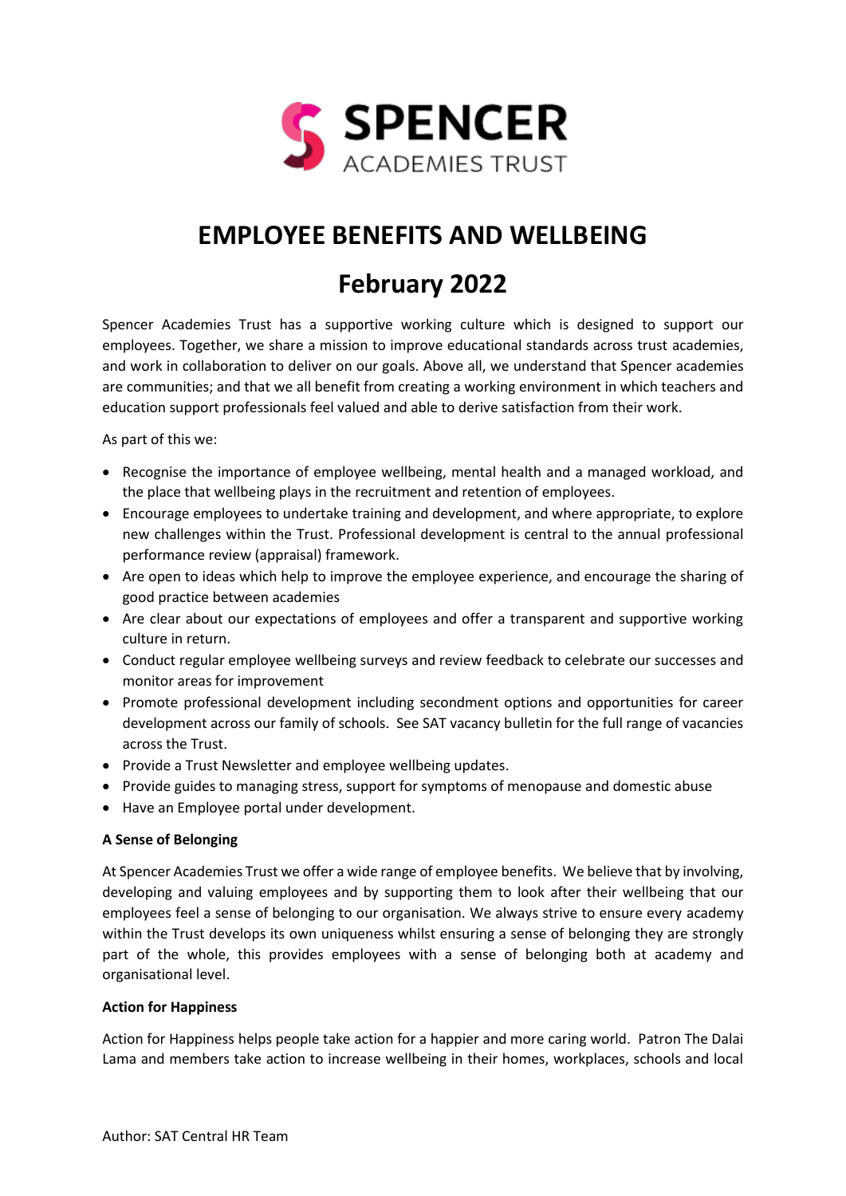# EMPLOYEE BENEFITS AND WELLBEING

# February 2022

Spencer Academies Trust has a supportive working culture which is designed to support our employees. Together, we share a mission to improve educational standards across trust academies, and work in collaboration to deliver on our goals. Above all, we understand that Spencer academies are communities; and that we all benefit from creating a working environment in which teachers and education support professionals feel valued and able to derive satisfaction from their work.

As part of this we:

- Recognise the importance of employee wellbeing, mental health and a managed workload, and the place that wellbeing plays in the recruitment and retention of employees.
- Encourage employees to undertake training and development, and where appropriate, to explore new challenges within the Trust. Professional development is central to the annual professional performance review (appraisal) framework.
- Are open to ideas which help to improve the employee experience, and encourage the sharing of good practice between academies
- Are clear about our expectations of employees and offer a transparent and supportive working culture in return.
- Conduct regular employee wellbeing surveys and review feedback to celebrate our successes and monitor areas for improvement
- Promote professional development including secondment options and opportunities for career development across our family of schools. See SAT vacancy bulletin for the full range of vacancies across the Trust.
- Provide a Trust Newsletter and employee wellbeing updates.
- Provide guides to managing stress, support for symptoms of menopause and domestic abuse
- Have an Employee portal under development.

**A Sense of Belonging**

At Spencer Academies Trust we offer a wide range of employee benefits. We believe that by involving, developing and valuing employees and by supporting them to look after their wellbeing that our employees feel a sense of belonging to our organisation. We always strive to ensure every academy within the Trust develops its own uniqueness whilst ensuring a sense of belonging they are strongly part of the whole, this provides employees with a sense of belonging both at academy and organisational level.

**Action for Happiness**

Action for Happiness helps people take action for a happier and more caring world. Patron The Dalai Lama and members take action to increase wellbeing in their homes, workplaces, schools and local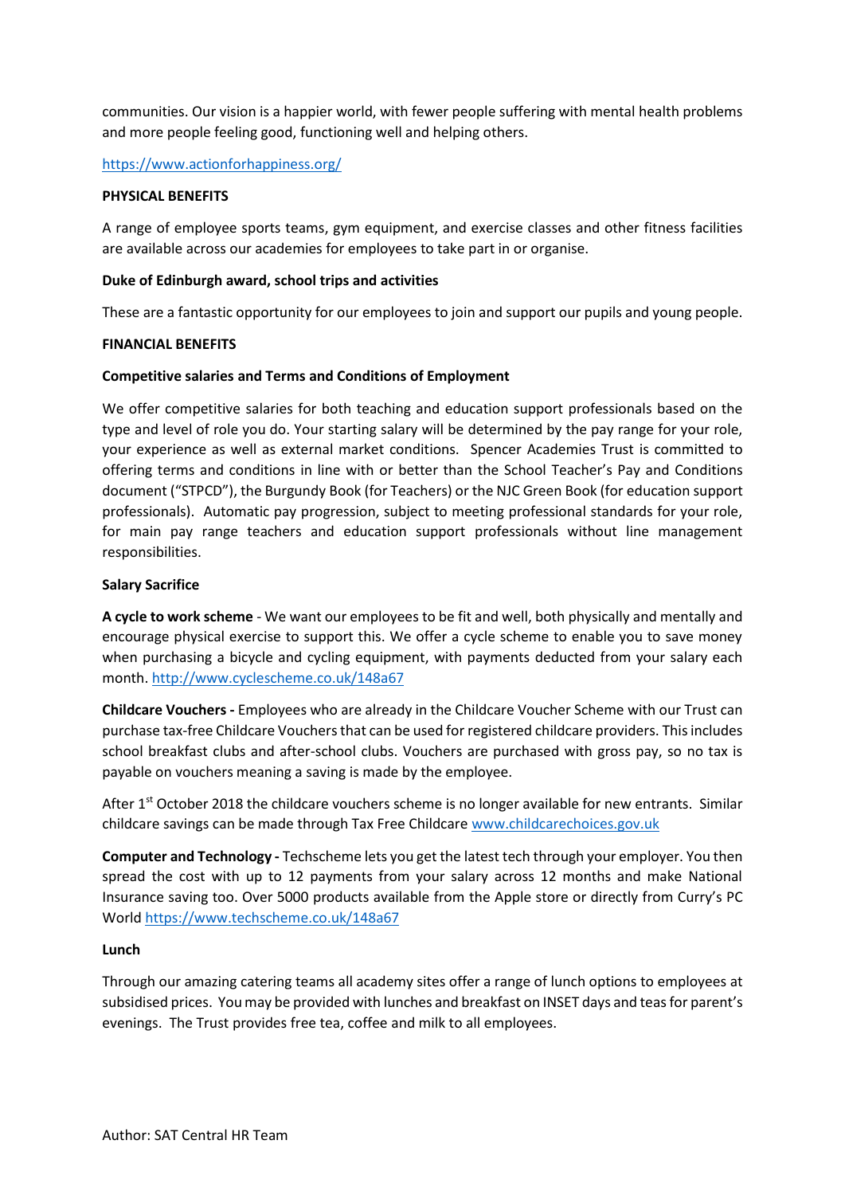communities. Our vision is a happier world, with fewer people suffering with mental health problems and more people feeling good, functioning well and helping others.

https://www.actionforhappiness.org/

**PHYSICAL BENEFITS**

A range of employee sports teams, gym equipment, and exercise classes and other fitness facilities are available across our academies for employees to take part in or organise.

**Duke of Edinburgh award, school trips and activities**

These are a fantastic opportunity for our employees to join and support our pupils and young people.

**FINANCIAL BENEFITS**

**Competitive salaries and Terms and Conditions of Employment**

We offer competitive salaries for both teaching and education support professionals based on the type and level of role you do. Your starting salary will be determined by the pay range for your role, your experience as well as external market conditions. Spencer Academies Trust is committed to offering terms and conditions in line with or better than the School Teacher's Pay and Conditions document ("STPCD"), the Burgundy Book (for Teachers) or the NJC Green Book (for education support professionals). Automatic pay progression, subject to meeting professional standards for your role, for main pay range teachers and education support professionals without line management responsibilities.

**Salary Sacrifice**

**A cycle to work scheme** - We want our employees to be fit and well, both physically and mentally and encourage physical exercise to support this. We offer a cycle scheme to enable you to save money when purchasing a bicycle and cycling equipment, with payments deducted from your salary each month. http://www.cyclescheme.co.uk/148a67

**Childcare Vouchers -** Employees who are already in the Childcare Voucher Scheme with our Trust can purchase tax-free Childcare Vouchers that can be used for registered childcare providers. This includes school breakfast clubs and after-school clubs. Vouchers are purchased with gross pay, so no tax is payable on vouchers meaning a saving is made by the employee.

After 1st October 2018 the childcare vouchers scheme is no longer available for new entrants. Similar childcare savings can be made through Tax Free Childcare www.childcarechoices.gov.uk

**Computer and Technology -** Techscheme lets you get the latest tech through your employer. You then spread the cost with up to 12 payments from your salary across 12 months and make National Insurance saving too. Over 5000 products available from the Apple store or directly from Curry's PC World https://www.techscheme.co.uk/148a67

**Lunch**

Through our amazing catering teams all academy sites offer a range of lunch options to employees at subsidised prices. You may be provided with lunches and breakfast on INSET days and teas for parent's evenings. The Trust provides free tea, coffee and milk to all employees.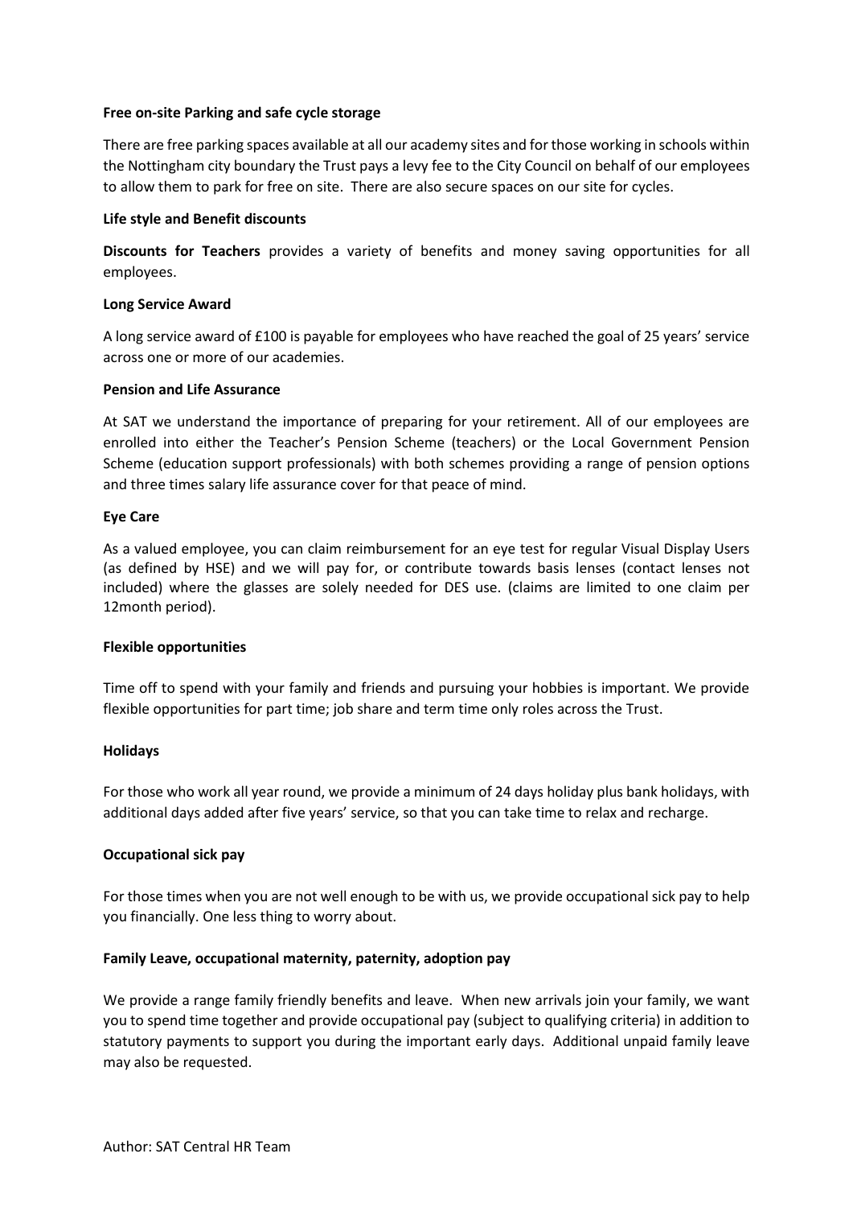**Free on-site Parking and safe cycle storage**

There are free parking spaces available at all our academy sites and for those working in schools within the Nottingham city boundary the Trust pays a levy fee to the City Council on behalf of our employees to allow them to park for free on site. There are also secure spaces on our site for cycles.

**Life style and Benefit discounts**

**Discounts for Teachers** provides a variety of benefits and money saving opportunities for all employees.

**Long Service Award**

A long service award of £100 is payable for employees who have reached the goal of 25 years' service across one or more of our academies.

**Pension and Life Assurance**

At SAT we understand the importance of preparing for your retirement. All of our employees are enrolled into either the Teacher's Pension Scheme (teachers) or the Local Government Pension Scheme (education support professionals) with both schemes providing a range of pension options and three times salary life assurance cover for that peace of mind.

**Eye Care**

As a valued employee, you can claim reimbursement for an eye test for regular Visual Display Users (as defined by HSE) and we will pay for, or contribute towards basis lenses (contact lenses not included) where the glasses are solely needed for DES use. (claims are limited to one claim per 12month period).

**Flexible opportunities**

Time off to spend with your family and friends and pursuing your hobbies is important. We provide flexible opportunities for part time; job share and term time only roles across the Trust.

**Holidays**

For those who work all year round, we provide a minimum of 24 days holiday plus bank holidays, with additional days added after five years' service, so that you can take time to relax and recharge.

**Occupational sick pay**

For those times when you are not well enough to be with us, we provide occupational sick pay to help you financially. One less thing to worry about.

**Family Leave, occupational maternity, paternity, adoption pay**

We provide a range family friendly benefits and leave. When new arrivals join your family, we want you to spend time together and provide occupational pay (subject to qualifying criteria) in addition to statutory payments to support you during the important early days. Additional unpaid family leave may also be requested.

Author: SAT Central HR Team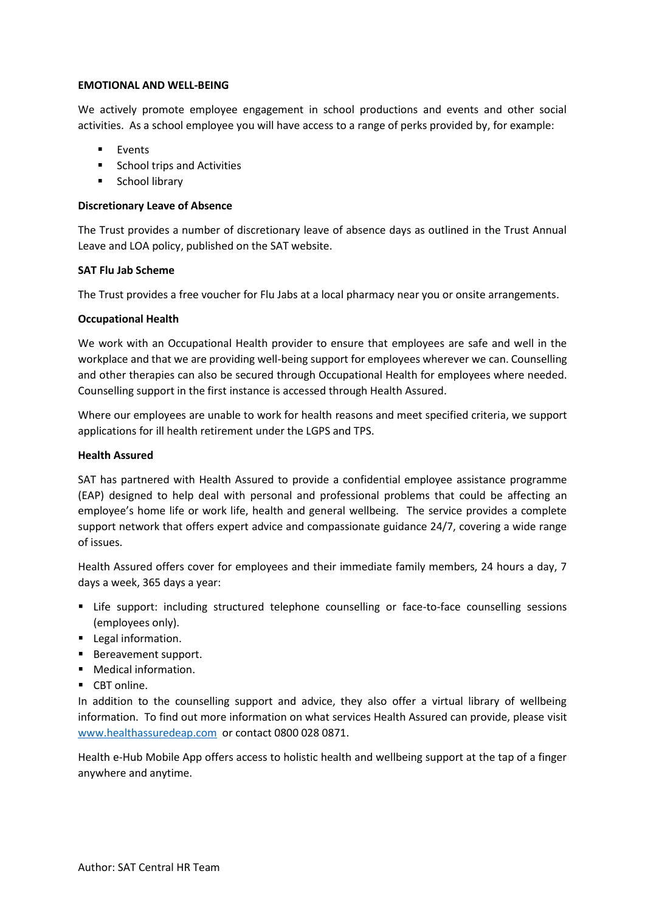**EMOTIONAL AND WELL-BEING**

We actively promote employee engagement in school productions and events and other social activities. As a school employee you will have access to a range of perks provided by, for example:

- Events
- School trips and Activities
- School library

**Discretionary Leave of Absence**

The Trust provides a number of discretionary leave of absence days as outlined in the Trust Annual Leave and LOA policy, published on the SAT website.

**SAT Flu Jab Scheme**

The Trust provides a free voucher for Flu Jabs at a local pharmacy near you or onsite arrangements.

**Occupational Health**

We work with an Occupational Health provider to ensure that employees are safe and well in the workplace and that we are providing well-being support for employees wherever we can. Counselling and other therapies can also be secured through Occupational Health for employees where needed. Counselling support in the first instance is accessed through Health Assured.

Where our employees are unable to work for health reasons and meet specified criteria, we support applications for ill health retirement under the LGPS and TPS.

**Health Assured**

SAT has partnered with Health Assured to provide a confidential employee assistance programme (EAP) designed to help deal with personal and professional problems that could be affecting an employee's home life or work life, health and general wellbeing. The service provides a complete support network that offers expert advice and compassionate guidance 24/7, covering a wide range of issues.

Health Assured offers cover for employees and their immediate family members, 24 hours a day, 7 days a week, 365 days a year:

- Life support: including structured telephone counselling or face-to-face counselling sessions (employees only).
- Legal information.
- Bereavement support.
- Medical information.
- CBT online.

In addition to the counselling support and advice, they also offer a virtual library of wellbeing information. To find out more information on what services Health Assured can provide, please visit [www.healthassuredeap.com](http://www.healthassuredeap.com) or contact 0800 028 0871.

Health e-Hub Mobile App offers access to holistic health and wellbeing support at the tap of a finger anywhere and anytime.

Author: SAT Central HR Team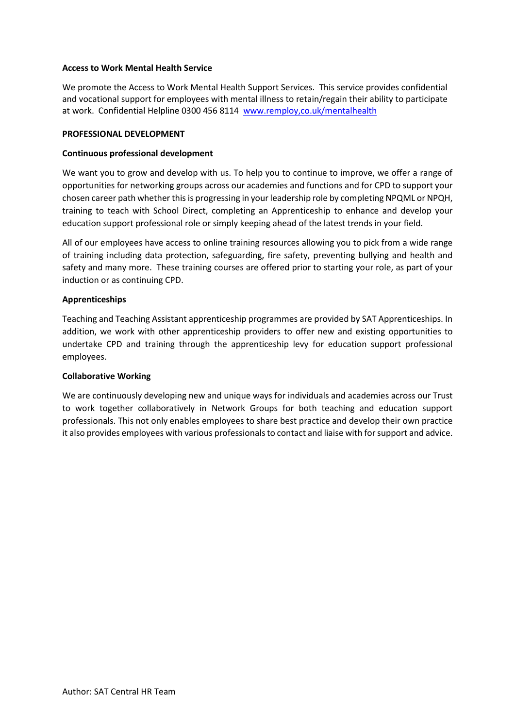**Access to Work Mental Health Service**

We promote the Access to Work Mental Health Support Services. This service provides confidential and vocational support for employees with mental illness to retain/regain their ability to participate at work. Confidential Helpline 0300 456 8114 [www.remploy,co.uk/mentalhealth](www.remploy,co.uk/mentalhealth)

**PROFESSIONAL DEVELOPMENT**

**Continuous professional development**

We want you to grow and develop with us. To help you to continue to improve, we offer a range of opportunities for networking groups across our academies and functions and for CPD to support your chosen career path whether this is progressing in your leadership role by completing NPQML or NPQH, training to teach with School Direct, completing an Apprenticeship to enhance and develop your education support professional role or simply keeping ahead of the latest trends in your field.

All of our employees have access to online training resources allowing you to pick from a wide range of training including data protection, safeguarding, fire safety, preventing bullying and health and safety and many more. These training courses are offered prior to starting your role, as part of your induction or as continuing CPD.

**Apprenticeships**

Teaching and Teaching Assistant apprenticeship programmes are provided by SAT Apprenticeships. In addition, we work with other apprenticeship providers to offer new and existing opportunities to undertake CPD and training through the apprenticeship levy for education support professional employees.

**Collaborative Working**

We are continuously developing new and unique ways for individuals and academies across our Trust to work together collaboratively in Network Groups for both teaching and education support professionals. This not only enables employees to share best practice and develop their own practice it also provides employees with various professionals to contact and liaise with for support and advice.

Author: SAT Central HR Team